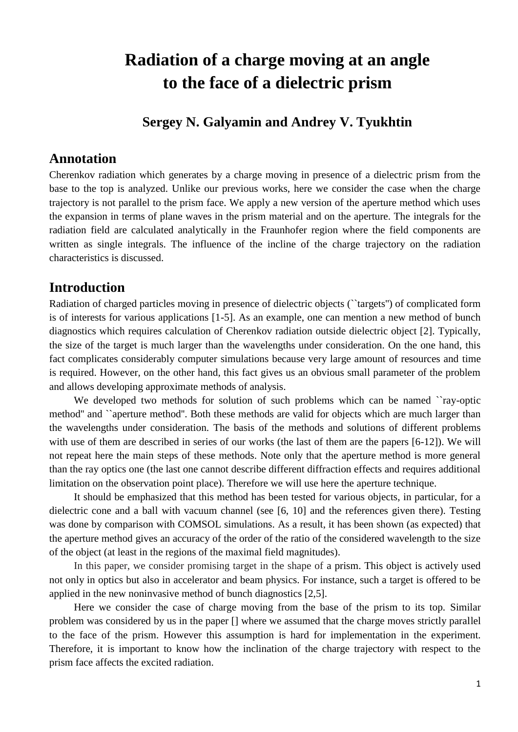# Radiation of a charge moving at an angle to the face of a dielectric prism

### Sergey N. Galyamin and Andrey V. Tyukhtin

## Annotation

Cherenkov radiation which generates by a charge moving in presence of a dielectric prism from the base to the top is analyzed. Unlike our previous works, here we consider the case when the charge trajectory is not parallel to the prism face. We apply a new version of the aperture method which uses the expansion in terms of plane waves in the prism material and on the aperture. The integrals for the radiation field are calculated analytically in the Fraunhofer region where the field components are written as single integrals. The influence of the incline of the charge trajectory on the radiation characteristics is discussed.

## Introduction

Radiation of charged particles moving in presence of dielectric objects (``targets'') of complicated form is of interests for various applications [1-5]. As an example, one can mention a new method of bunch diagnostics which requires calculation of Cherenkov radiation outside dielectric object [2]. Typically, the size of the target is much larger than the wavelengths under consideration. On the one hand, this fact complicates considerably computer simulations because very large amount of resources and time is required. However, on the other hand, this fact gives us an obvious small parameter of the problem and allows developing approximate methods of analysis.

We developed two methods for solution of such problems which can be named ``ray-optic method'' and ``aperture method''. Both these methods are valid for objects which are much larger than the wavelengths under consideration. The basis of the methods and solutions of different problems with use of them are described in series of our works (the last of them are the papers [6-12]). We will not repeat here the main steps of these methods. Note only that the aperture method is more general than the ray optics one (the last one cannot describe different diffraction effects and requires additional limitation on the observation point place). Therefore we will use here the aperture technique.

It should be emphasized that this method has been tested for various objects, in particular, for a dielectric cone and a ball with vacuum channel (see [6, 10] and the references given there). Testing was done by comparison with COMSOL simulations. As a result, it has been shown (as expected) that the aperture method gives an accuracy of the order of the ratio of the considered wavelength to the size of the object (at least in the regions of the maximal field magnitudes).

In this paper, we consider promising target in the shape of a prism. This object is actively used not only in optics but also in accelerator and beam physics. For instance, such a target is offered to be applied in the new noninvasive method of bunch diagnostics [2,5].

Here we consider the case of charge moving from the base of the prism to its top. Similar problem was considered by us in the paper [] where we assumed that the charge moves strictly parallel to the face of the prism. However this assumption is hard for implementation in the experiment. Therefore, it is important to know how the inclination of the charge trajectory with respect to the prism face affects the excited radiation.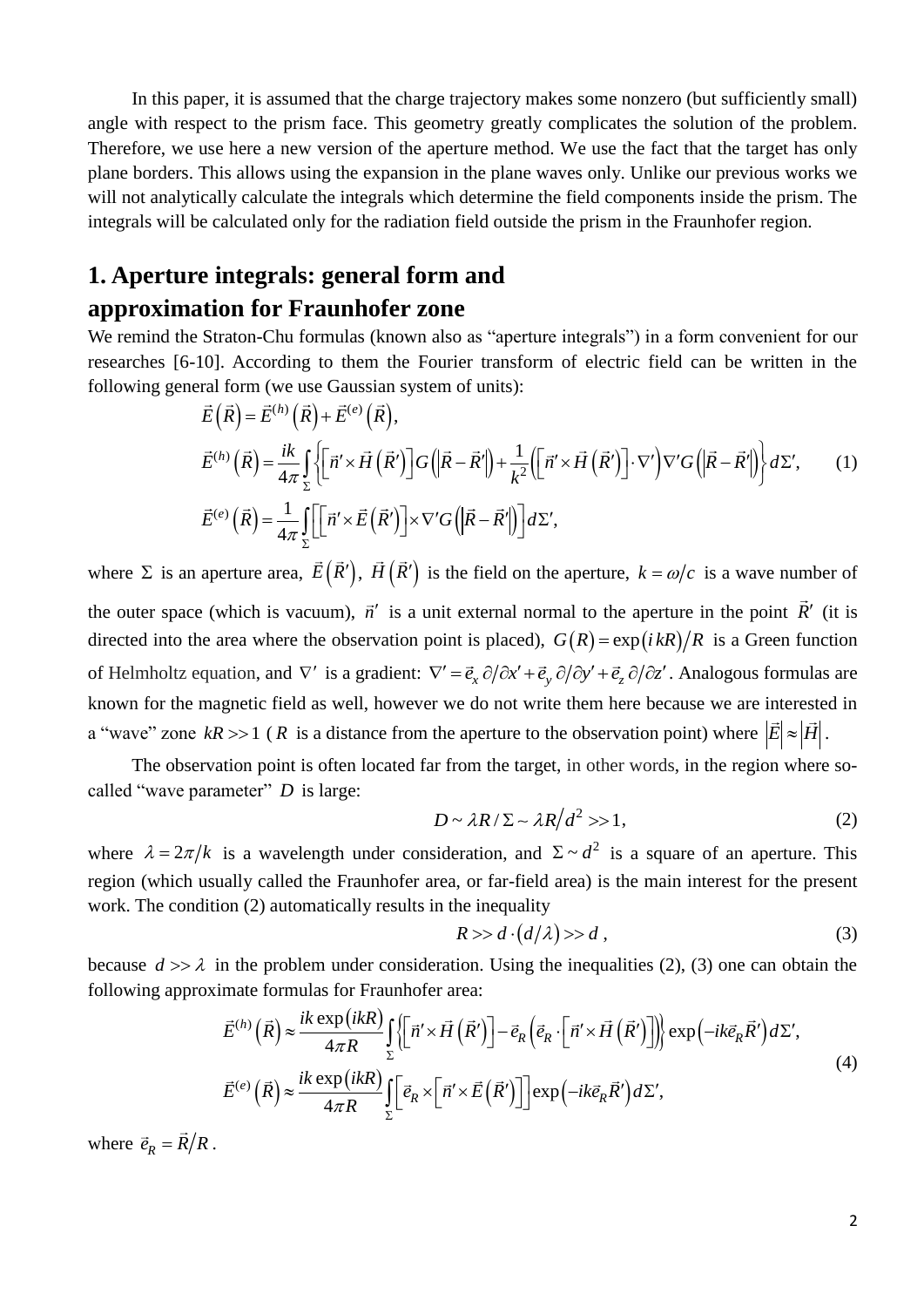In this paper, it is assumed that the charge trajectory makes some nonzero (but sufficiently small) angle with respect to the prism face. This geometry greatly complicates the solution of the problem. Therefore, we use here a new version of the aperture method. We use the fact that the target has only plane borders. This allows using the expansion in the plane waves only. Unlike our previous works we will not analytically calculate the integrals which determine the field components inside the prism. The integrals will be calculated only for the radiation field outside the prism in the Fraunhofer region.

## 1. Aperture integrals: general form and approximation for Fraunhofer zone

We remind the Straton-Chu formulas (known also as "aperture integrals") in a form convenient for our researches [6-10]. According to them the Fourier transform of electric field can be written in the following general form (we use Gaussian system of units):

$$
\begin{aligned}
&\vec{E}\left(\vec{R}\right)=\vec{E}^{(h)}\left(\vec{R}\right)+\vec{E}^{(e)}\left(\vec{R}\right),\\
&\vec{E}^{(h)}\left(\vec{R}\right)=\frac{ik}{4\pi}\int_{\Sigma}\left\{\left[\vec{n}'\times\vec{H}\left(\vec{R}'\right)\right]G\left(\left|\vec{R}-\vec{R}'\right|\right)+\frac{1}{k^2}\left(\left[\vec{n}'\times\vec{H}\left(\vec{R}'\right)\right]\cdot\nabla'\right)\nabla'G\left(\left|\vec{R}-\vec{R}'\right|\right)\right\}d\Sigma',\\
&\vec{E}^{(e)}\left(\vec{R}\right)=\frac{1}{4\pi}\int_{\Sigma}\left[\left[\vec{n}'\times\vec{E}\left(\vec{R}'\right)\right]\times\nabla'G\left(\left|\vec{R}-\vec{R}'\right|\right)\right]d\Sigma',
\end{aligned}
\tag{1}
$$

where $\Sigma$ is an aperture area, $\vec{E}\left(\vec{R}'\right)$, $\vec{H}\left(\vec{R}'\right)$ is the field on the aperture, $k=\omega/c$ is a wave number of the outer space (which is vacuum), $\vec{n}'$ is a unit external normal to the aperture in the point $\vec{R}'$ (it is directed into the area where the observation point is placed), $G(R)=\exp(ikR)/R$ is a Green function of Helmholtz equation, and $\nabla'$ is a gradient: $\nabla'=\vec{e}_x\,\partial/\partial x'+\vec{e}_y\,\partial/\partial y'+\vec{e}_z\,\partial/\partial z'$. Analogous formulas are known for the magnetic field as well, however we do not write them here because we are interested in a "wave" zone $kR>>1$ ($R$ is a distance from the aperture to the observation point) where $\left|\vec{E}\right|\approx\left|\vec{H}\right|$.

The observation point is often located far from the target, in other words, in the region where so-called "wave parameter" $D$ is large:

$$
D\sim\lambda R/\Sigma\sim\lambda R/d^2>>1,
\tag{2}
$$

where $\lambda=2\pi/k$ is a wavelength under consideration, and $\Sigma\sim d^2$ is a square of an aperture. This region (which usually called the Fraunhofer area, or far-field area) is the main interest for the present work. The condition (2) automatically results in the inequality

$$
R>>d\cdot\left(d/\lambda\right)>>d\,,
\tag{3}
$$

because $d>>\lambda$ in the problem under consideration. Using the inequalities (2), (3) one can obtain the following approximate formulas for Fraunhofer area:

$$
\begin{aligned}
&\vec{E}^{(h)}\left(\vec{R}\right)\approx\frac{ik\exp(ikR)}{4\pi R}\int_{\Sigma}\left\{\left[\vec{n}'\times\vec{H}\left(\vec{R}'\right)\right]-\vec{e}_R\left(\vec{e}_R\cdot\left[\vec{n}'\times\vec{H}\left(\vec{R}'\right)\right]\right)\right\}\exp\left(-ik\vec{e}_R\vec{R}'\right)d\Sigma',\\
&\vec{E}^{(e)}\left(\vec{R}\right)\approx\frac{ik\exp(ikR)}{4\pi R}\int_{\Sigma}\left[\vec{e}_R\times\left[\vec{n}'\times\vec{E}\left(\vec{R}'\right)\right]\right]\exp\left(-ik\vec{e}_R\vec{R}'\right)d\Sigma',
\end{aligned}
\tag{4}
$$

where $\vec{e}_R=\vec{R}/R$.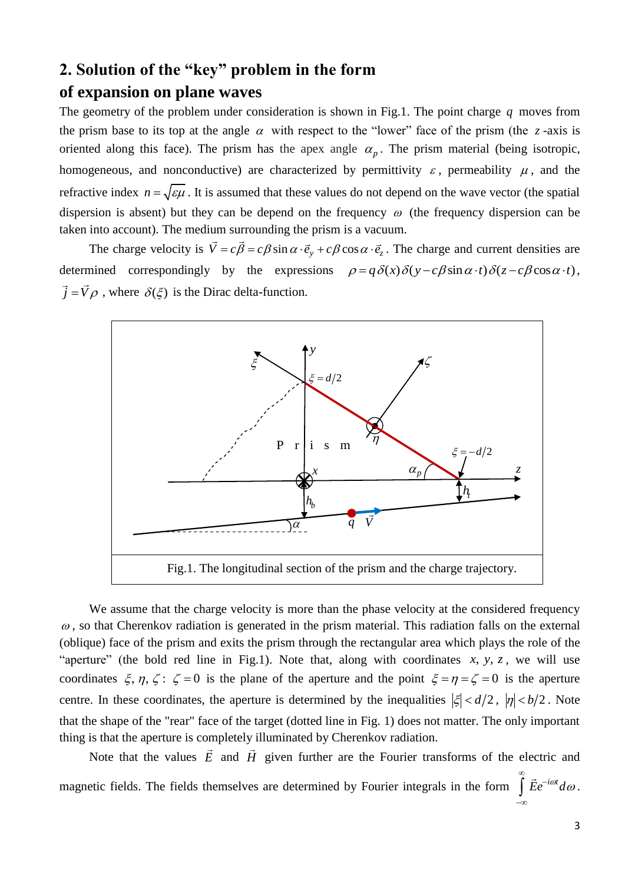## 2. Solution of the "key" problem in the form of expansion on plane waves

The geometry of the problem under consideration is shown in Fig.1. The point charge $q$ moves from the prism base to its top at the angle $\alpha$ with respect to the "lower" face of the prism (the $z$-axis is oriented along this face). The prism has the apex angle $\alpha_p$. The prism material (being isotropic, homogeneous, and nonconductive) are characterized by permittivity $\varepsilon$, permeability $\mu$, and the refractive index $n = \sqrt{\varepsilon\mu}$. It is assumed that these values do not depend on the wave vector (the spatial dispersion is absent) but they can be depend on the frequency $\omega$ (the frequency dispersion can be taken into account). The medium surrounding the prism is a vacuum.

The charge velocity is $\vec{V} = c\vec{\beta} = c\beta\sin\alpha \cdot \vec{e}_y + c\beta\cos\alpha \cdot \vec{e}_z$. The charge and current densities are determined correspondingly by the expressions $\rho = q\,\delta(x)\,\delta(y - c\beta\sin\alpha \cdot t)\,\delta(z - c\beta\cos\alpha \cdot t)$, $\vec{j} = \vec{V}\rho$, where $\delta(\xi)$ is the Dirac delta-function.

Fig.1. The longitudinal section of the prism and the charge trajectory.

We assume that the charge velocity is more than the phase velocity at the considered frequency $\omega$, so that Cherenkov radiation is generated in the prism material. This radiation falls on the external (oblique) face of the prism and exits the prism through the rectangular area which plays the role of the "aperture" (the bold red line in Fig.1). Note that, along with coordinates $x, y, z$, we will use coordinates $\xi, \eta, \zeta$: $\zeta = 0$ is the plane of the aperture and the point $\xi = \eta = \zeta = 0$ is the aperture centre. In these coordinates, the aperture is determined by the inequalities $|\xi| < d/2$, $|\eta| < b/2$. Note that the shape of the "rear" face of the target (dotted line in Fig. 1) does not matter. The only important thing is that the aperture is completely illuminated by Cherenkov radiation.

Note that the values $\vec{E}$ and $\vec{H}$ given further are the Fourier transforms of the electric and magnetic fields. The fields themselves are determined by Fourier integrals in the form $\int_{-\infty}^{\infty} \vec{E} e^{-i\omega t} d\omega$.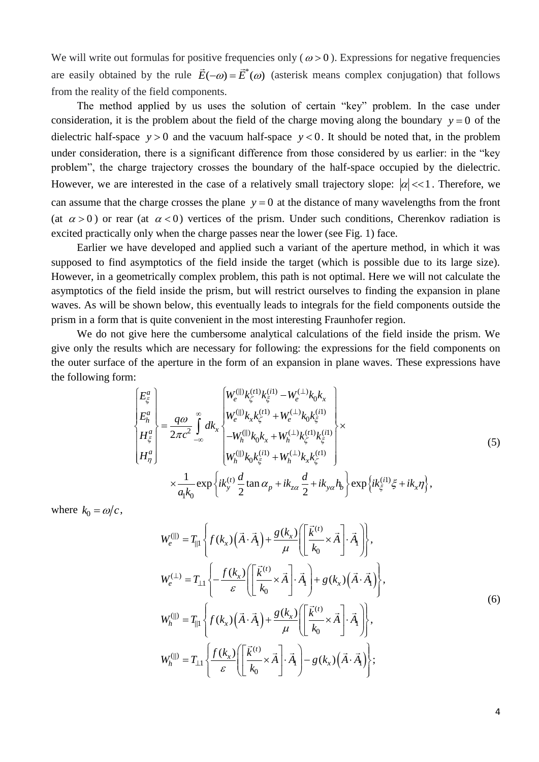We will write out formulas for positive frequencies only ( $\omega > 0$ ). Expressions for negative frequencies are easily obtained by the rule $\vec{E}(-\omega) = \vec{E}^*(\omega)$ (asterisk means complex conjugation) that follows from the reality of the field components.

The method applied by us uses the solution of certain "key" problem. In the case under consideration, it is the problem about the field of the charge moving along the boundary $y = 0$ of the dielectric half-space $y > 0$ and the vacuum half-space $y < 0$. It should be noted that, in the problem under consideration, there is a significant difference from those considered by us earlier: in the "key problem", the charge trajectory crosses the boundary of the half-space occupied by the dielectric. However, we are interested in the case of a relatively small trajectory slope: $|\alpha| << 1$. Therefore, we can assume that the charge crosses the plane $y = 0$ at the distance of many wavelengths from the front (at $\alpha > 0$ ) or rear (at $\alpha < 0$ ) vertices of the prism. Under such conditions, Cherenkov radiation is excited practically only when the charge passes near the lower (see Fig. 1) face.

Earlier we have developed and applied such a variant of the aperture method, in which it was supposed to find asymptotics of the field inside the target (which is possible due to its large size). However, in a geometrically complex problem, this path is not optimal. Here we will not calculate the asymptotics of the field inside the prism, but will restrict ourselves to finding the expansion in plane waves. As will be shown below, this eventually leads to integrals for the field components outside the prism in a form that is quite convenient in the most interesting Fraunhofer region.

We do not give here the cumbersome analytical calculations of the field inside the prism. We give only the results which are necessary for following: the expressions for the field components on the outer surface of the aperture in the form of an expansion in plane waves. These expressions have the following form:

$$
\begin{Bmatrix} E_\xi^a \\ E_h^a \\ H_\xi^a \\ H_\eta^a \end{Bmatrix} = \frac{q\omega}{2\pi c^2} \int_{-\infty}^{\infty} dk_x \begin{Bmatrix} W_e^{(\|)} k_\zeta^{(t1)} k_\xi^{(i1)} - W_e^{(\perp)} k_0 k_x \\ W_e^{(\|)} k_x k_\zeta^{(t1)} + W_e^{(\perp)} k_0 k_\xi^{(i1)} \\ -W_h^{(\|)} k_0 k_x + W_h^{(\perp)} k_\zeta^{(t1)} k_\xi^{(i1)} \\ W_h^{(\|)} k_0 k_\xi^{(i1)} + W_h^{(\perp)} k_x k_\zeta^{(t1)} \end{Bmatrix} \times
$$

$$
\times \frac{1}{a_1 k_0} \exp\left\{ i k_y^{(t)} \frac{d}{2} \tan \alpha_p + i k_{z\alpha} \frac{d}{2} + i k_{y\alpha} h_b \right\} \exp\left\{ i k_\xi^{(i1)} \xi + i k_x \eta \right\}, \tag{5}
$$

where $k_0 = \omega / c$,

$$
\begin{aligned}
W_e^{(\|)} &= T_{\|1} \left\{ f(k_x) \left( \vec{A} \cdot \vec{A}_1 \right) + \frac{g(k_x)}{\mu} \left( \left[ \frac{\vec{k}^{(t)}}{k_0} \times \vec{A} \right] \cdot \vec{A}_1 \right) \right\}, \\
W_e^{(\perp)} &= T_{\perp 1} \left\{ -\frac{f(k_x)}{\varepsilon} \left( \left[ \frac{\vec{k}^{(t)}}{k_0} \times \vec{A} \right] \cdot \vec{A}_1 \right) + g(k_x) \left( \vec{A} \cdot \vec{A}_1 \right) \right\}, \\
W_h^{(\|)} &= T_{\|1} \left\{ f(k_x) \left( \vec{A} \cdot \vec{A}_1 \right) + \frac{g(k_x)}{\mu} \left( \left[ \frac{\vec{k}^{(t)}}{k_0} \times \vec{A} \right] \cdot \vec{A}_1 \right) \right\}, \\
W_h^{(\|)} &= T_{\perp 1} \left\{ \frac{f(k_x)}{\varepsilon} \left( \left[ \frac{\vec{k}^{(t)}}{k_0} \times \vec{A} \right] \cdot \vec{A}_1 \right) - g(k_x) \left( \vec{A} \cdot \vec{A}_1 \right) \right\};
\end{aligned} \tag{6}
$$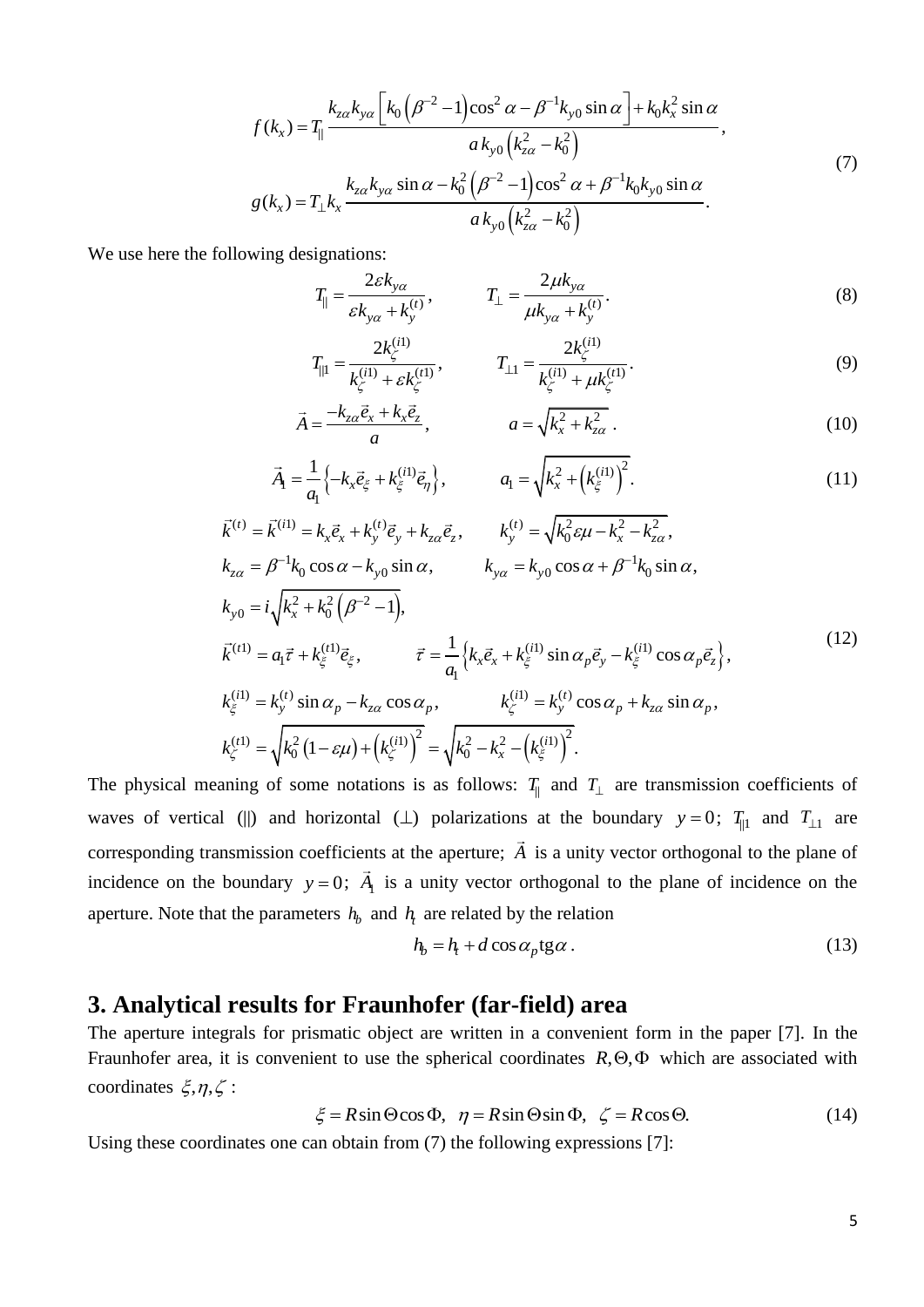$$
f(k_x) = T_{\|} \frac{k_{z\alpha} k_{y\alpha} \left[ k_0 \left( \beta^{-2} - 1 \right) \cos^2 \alpha - \beta^{-1} k_{y0} \sin \alpha \right] + k_0 k_x^2 \sin \alpha}{a \, k_{y0} \left( k_{z\alpha}^2 - k_0^2 \right)},
$$
$$
g(k_x) = T_{\perp} k_x \frac{k_{z\alpha} k_{y\alpha} \sin \alpha - k_0^2 \left( \beta^{-2} - 1 \right) \cos^2 \alpha + \beta^{-1} k_0 k_{y0} \sin \alpha}{a \, k_{y0} \left( k_{z\alpha}^2 - k_0^2 \right)}. \tag{7}
$$

We use here the following designations:

$$
T_{\|} = \frac{2 \varepsilon k_{y\alpha}}{\varepsilon k_{y\alpha} + k_y^{(t)}}, \qquad T_{\perp} = \frac{2 \mu k_{y\alpha}}{\mu k_{y\alpha} + k_y^{(t)}}. \tag{8}
$$

$$
T_{\|1} = \frac{2 k_{\zeta}^{(i1)}}{k_{\zeta}^{(i1)} + \varepsilon k_{\zeta}^{(t1)}}, \qquad T_{\perp 1} = \frac{2 k_{\zeta}^{(i1)}}{k_{\zeta}^{(i1)} + \mu k_{\zeta}^{(t1)}}. \tag{9}
$$

$$
\vec{A} = \frac{-k_{z\alpha} \vec{e}_x + k_x \vec{e}_z}{a}, \qquad a = \sqrt{k_x^2 + k_{z\alpha}^2}\,. \tag{10}
$$

$$
\vec{A}_1 = \frac{1}{a_1} \left\{ -k_x \vec{e}_{\xi} + k_{\xi}^{(i1)} \vec{e}_{\eta} \right\}, \qquad a_1 = \sqrt{k_x^2 + \left( k_{\xi}^{(i1)} \right)^2}. \tag{11}
$$

$$
\begin{aligned}
&\vec{k}^{(t)} = \vec{k}^{(i1)} = k_x \vec{e}_x + k_y^{(t)} \vec{e}_y + k_{z\alpha} \vec{e}_z, \qquad k_y^{(t)} = \sqrt{k_0^2 \varepsilon \mu - k_x^2 - k_{z\alpha}^2}, \\
&k_{z\alpha} = \beta^{-1} k_0 \cos \alpha - k_{y0} \sin \alpha, \qquad k_{y\alpha} = k_{y0} \cos \alpha + \beta^{-1} k_0 \sin \alpha, \\
&k_{y0} = i \sqrt{k_x^2 + k_0^2 \left( \beta^{-2} - 1 \right)}, \\
&\vec{k}^{(t1)} = a_1 \vec{\tau} + k_{\xi}^{(t1)} \vec{e}_{\xi}, \qquad \vec{\tau} = \frac{1}{a_1} \left\{ k_x \vec{e}_x + k_{\xi}^{(i1)} \sin \alpha_p \vec{e}_y - k_{\xi}^{(i1)} \cos \alpha_p \vec{e}_z \right\}, \\
&k_{\xi}^{(i1)} = k_y^{(t)} \sin \alpha_p - k_{z\alpha} \cos \alpha_p, \qquad k_{\zeta}^{(i1)} = k_y^{(t)} \cos \alpha_p + k_{z\alpha} \sin \alpha_p, \\
&k_{\zeta}^{(t1)} = \sqrt{k_0^2 \left( 1 - \varepsilon \mu \right) + \left( k_{\zeta}^{(i1)} \right)^2} = \sqrt{k_0^2 - k_x^2 - \left( k_{\xi}^{(i1)} \right)^2}.
\end{aligned} \tag{12}
$$

The physical meaning of some notations is as follows: $T_{\|}$ and $T_{\perp}$ are transmission coefficients of waves of vertical (||) and horizontal ($\perp$) polarizations at the boundary $y = 0$; $T_{\|1}$ and $T_{\perp 1}$ are corresponding transmission coefficients at the aperture; $\vec{A}$ is a unity vector orthogonal to the plane of incidence on the boundary $y = 0$; $\vec{A}_1$ is a unity vector orthogonal to the plane of incidence on the aperture. Note that the parameters $h_b$ and $h_t$ are related by the relation

$$
h_b = h_t + d \cos \alpha_p \operatorname{tg} \alpha\,. \tag{13}
$$

## 3. Analytical results for Fraunhofer (far-field) area

The aperture integrals for prismatic object are written in a convenient form in the paper [7]. In the Fraunhofer area, it is convenient to use the spherical coordinates $R, \Theta, \Phi$ which are associated with coordinates $\xi, \eta, \zeta$ :

$$
\xi = R \sin \Theta \cos \Phi, \quad \eta = R \sin \Theta \sin \Phi, \quad \zeta = R \cos \Theta. \tag{14}
$$

Using these coordinates one can obtain from (7) the following expressions [7]: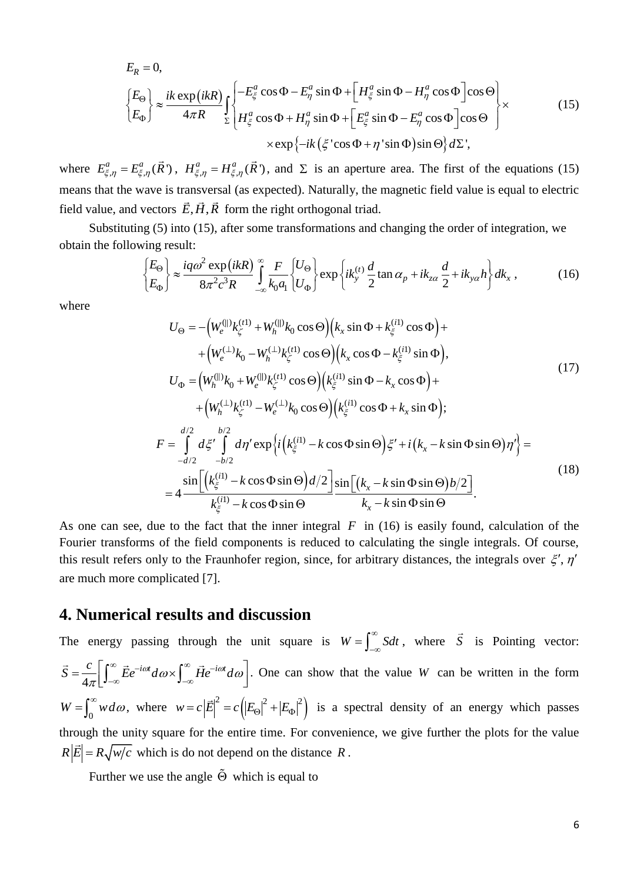$$
E_R = 0,
$$

$$
\begin{Bmatrix} E_\Theta \\ E_\Phi \end{Bmatrix} \approx \frac{ik\exp(ikR)}{4\pi R} \int\limits_\Sigma \begin{Bmatrix} -E_\xi^a \cos\Phi - E_\eta^a \sin\Phi + \left[ H_\xi^a \sin\Phi - H_\eta^a \cos\Phi \right] \cos\Theta \\ H_\xi^a \cos\Phi + H_\eta^a \sin\Phi + \left[ E_\xi^a \sin\Phi - E_\eta^a \cos\Phi \right] \cos\Theta \end{Bmatrix} \times
$$
$$
\times \exp\left\{ -ik\left( \xi' \cos\Phi + \eta' \sin\Phi \right) \sin\Theta \right\} d\Sigma', \tag{15}
$$

where $E_{\xi,\eta}^a = E_{\xi,\eta}^a(\vec{R}')$, $H_{\xi,\eta}^a = H_{\xi,\eta}^a(\vec{R}')$, and $\Sigma$ is an aperture area. The first of the equations (15) means that the wave is transversal (as expected). Naturally, the magnetic field value is equal to electric field value, and vectors $\vec{E}, \vec{H}, \vec{R}$ form the right orthogonal triad.

Substituting (5) into (15), after some transformations and changing the order of integration, we obtain the following result:

$$
\begin{Bmatrix} E_\Theta \\ E_\Phi \end{Bmatrix} \approx \frac{iq\omega^2 \exp(ikR)}{8\pi^2 c^3 R} \int\limits_{-\infty}^{\infty} \frac{F}{k_0 a_1} \begin{Bmatrix} U_\Theta \\ U_\Phi \end{Bmatrix} \exp\left\{ ik_y^{(t)} \frac{d}{2} \tan\alpha_p + ik_{z\alpha} \frac{d}{2} + ik_{y\alpha} h \right\} dk_x , \tag{16}
$$

where

$$
U_\Theta = -\left( W_e^{(\|)} k_\zeta^{(t1)} + W_h^{(\|)} k_0 \cos\Theta \right) \left( k_x \sin\Phi + k_\xi^{(i1)} \cos\Phi \right) +
$$
$$
+ \left( W_e^{(\perp)} k_0 - W_h^{(\perp)} k_\zeta^{(t1)} \cos\Theta \right) \left( k_x \cos\Phi - k_\xi^{(i1)} \sin\Phi \right),
$$
$$
U_\Phi = \left( W_h^{(\|)} k_0 + W_e^{(\|)} k_\zeta^{(t1)} \cos\Theta \right) \left( k_\xi^{(i1)} \sin\Phi - k_x \cos\Phi \right) +
$$
$$
+ \left( W_h^{(\perp)} k_\zeta^{(t1)} - W_e^{(\perp)} k_0 \cos\Theta \right) \left( k_\xi^{(i1)} \cos\Phi + k_x \sin\Phi \right); \tag{17}
$$

$$
F = \int\limits_{-d/2}^{d/2} d\xi' \int\limits_{-b/2}^{b/2} d\eta' \exp\left\{ i\left( k_\xi^{(i1)} - k\cos\Phi \sin\Theta \right) \xi' + i\left( k_x - k\sin\Phi \sin\Theta \right) \eta' \right\} =
$$
$$
= 4 \frac{\sin\left[ \left( k_\xi^{(i1)} - k\cos\Phi \sin\Theta \right) d/2 \right]}{k_\xi^{(i1)} - k\cos\Phi \sin\Theta} \frac{\sin\left[ \left( k_x - k\sin\Phi \sin\Theta \right) b/2 \right]}{k_x - k\sin\Phi \sin\Theta}. \tag{18}
$$

As one can see, due to the fact that the inner integral $F$ in (16) is easily found, calculation of the Fourier transforms of the field components is reduced to calculating the single integrals. Of course, this result refers only to the Fraunhofer region, since, for arbitrary distances, the integrals over $\xi'$, $\eta'$ are much more complicated [7].

## 4. Numerical results and discussion

The energy passing through the unit square is $W = \int_{-\infty}^{\infty} S dt$, where $\vec{S}$ is Pointing vector: $\vec{S} = \frac{c}{4\pi} \left[ \int_{-\infty}^{\infty} \vec{E} e^{-i\omega t} d\omega \times \int_{-\infty}^{\infty} \vec{H} e^{-i\omega t} d\omega \right]$. One can show that the value $W$ can be written in the form $W = \int_0^{\infty} w\, d\omega$, where $w = c\left|\vec{E}\right|^2 = c\left( \left|E_\Theta\right|^2 + \left|E_\Phi\right|^2 \right)$ is a spectral density of an energy which passes through the unity square for the entire time. For convenience, we give further the plots for the value $R\left|\vec{E}\right| = R\sqrt{w/c}$ which is do not depend on the distance $R$.

Further we use the angle $\tilde{\Theta}$ which is equal to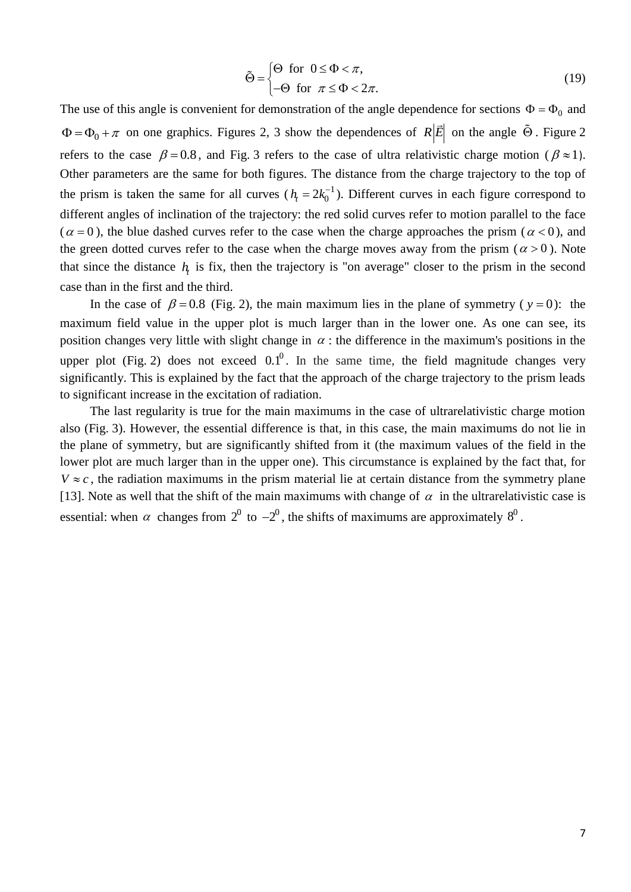$$\tilde{\Theta} = \begin{cases} \Theta \ \text{ for } \ 0 \le \Phi < \pi, \\ -\Theta \ \text{ for } \ \pi \le \Phi < 2\pi. \end{cases} \tag{19}$$

The use of this angle is convenient for demonstration of the angle dependence for sections $\Phi = \Phi_0$ and $\Phi = \Phi_0 + \pi$ on one graphics. Figures 2, 3 show the dependences of $R\left|\vec{E}\right|$ on the angle $\tilde{\Theta}$. Figure 2 refers to the case $\beta = 0.8$, and Fig. 3 refers to the case of ultra relativistic charge motion ($\beta \approx 1$). Other parameters are the same for both figures. The distance from the charge trajectory to the top of the prism is taken the same for all curves ($h_t = 2k_0^{-1}$). Different curves in each figure correspond to different angles of inclination of the trajectory: the red solid curves refer to motion parallel to the face ($\alpha = 0$), the blue dashed curves refer to the case when the charge approaches the prism ($\alpha < 0$), and the green dotted curves refer to the case when the charge moves away from the prism ($\alpha > 0$). Note that since the distance $h_t$ is fix, then the trajectory is "on average" closer to the prism in the second case than in the first and the third.

In the case of $\beta = 0.8$ (Fig. 2), the main maximum lies in the plane of symmetry ($y = 0$): the maximum field value in the upper plot is much larger than in the lower one. As one can see, its position changes very little with slight change in $\alpha$: the difference in the maximum's positions in the upper plot (Fig. 2) does not exceed $0.1^0$. In the same time, the field magnitude changes very significantly. This is explained by the fact that the approach of the charge trajectory to the prism leads to significant increase in the excitation of radiation.

The last regularity is true for the main maximums in the case of ultrarelativistic charge motion also (Fig. 3). However, the essential difference is that, in this case, the main maximums do not lie in the plane of symmetry, but are significantly shifted from it (the maximum values of the field in the lower plot are much larger than in the upper one). This circumstance is explained by the fact that, for $V \approx c$, the radiation maximums in the prism material lie at certain distance from the symmetry plane [13]. Note as well that the shift of the main maximums with change of $\alpha$ in the ultrarelativistic case is essential: when $\alpha$ changes from $2^0$ to $-2^0$, the shifts of maximums are approximately $8^0$.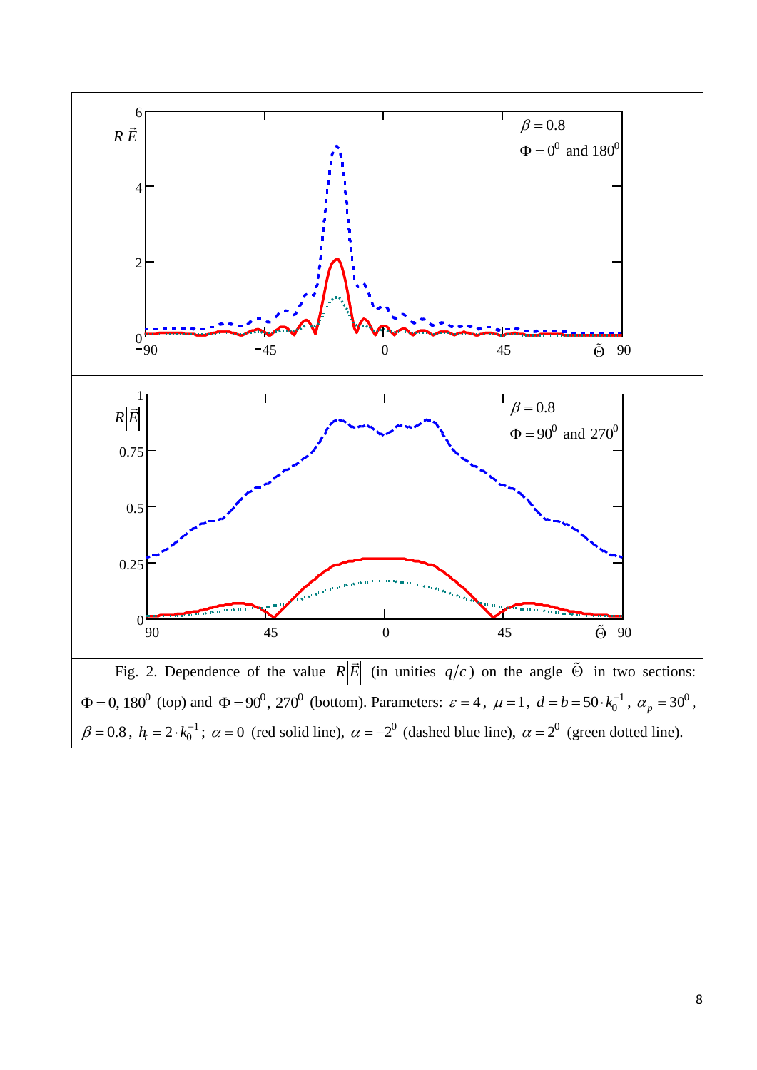Fig. 2. Dependence of the value $R|\vec{E}|$ (in unities $q/c$) on the angle $\tilde{\Theta}$ in two sections: $\Phi = 0, 180^0$ (top) and $\Phi = 90^0, 270^0$ (bottom). Parameters: $\varepsilon = 4$, $\mu = 1$, $d = b = 50 \cdot k_0^{-1}$, $\alpha_p = 30^0$, $\beta = 0.8$, $h_t = 2 \cdot k_0^{-1}$; $\alpha = 0$ (red solid line), $\alpha = -2^0$ (dashed blue line), $\alpha = 2^0$ (green dotted line).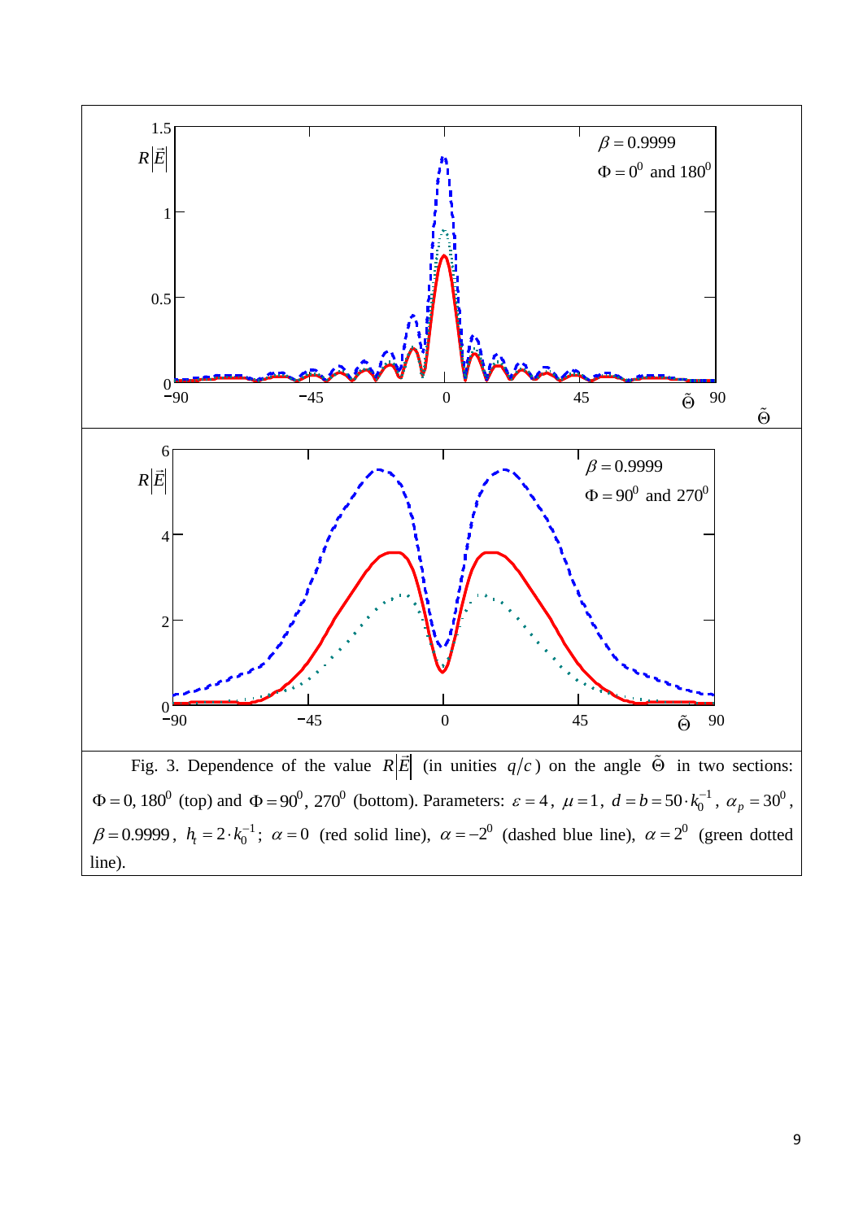Fig. 3. Dependence of the value $R\left|\vec{E}\right|$ (in unities $q/c$) on the angle $\tilde{\Theta}$ in two sections: $\Phi = 0, 180^0$ (top) and $\Phi = 90^0, 270^0$ (bottom). Parameters: $\varepsilon = 4$, $\mu = 1$, $d = b = 50 \cdot k_0^{-1}$, $\alpha_p = 30^0$, $\beta = 0.9999$, $h_t = 2 \cdot k_0^{-1}$; $\alpha = 0$ (red solid line), $\alpha = -2^0$ (dashed blue line), $\alpha = 2^0$ (green dotted line).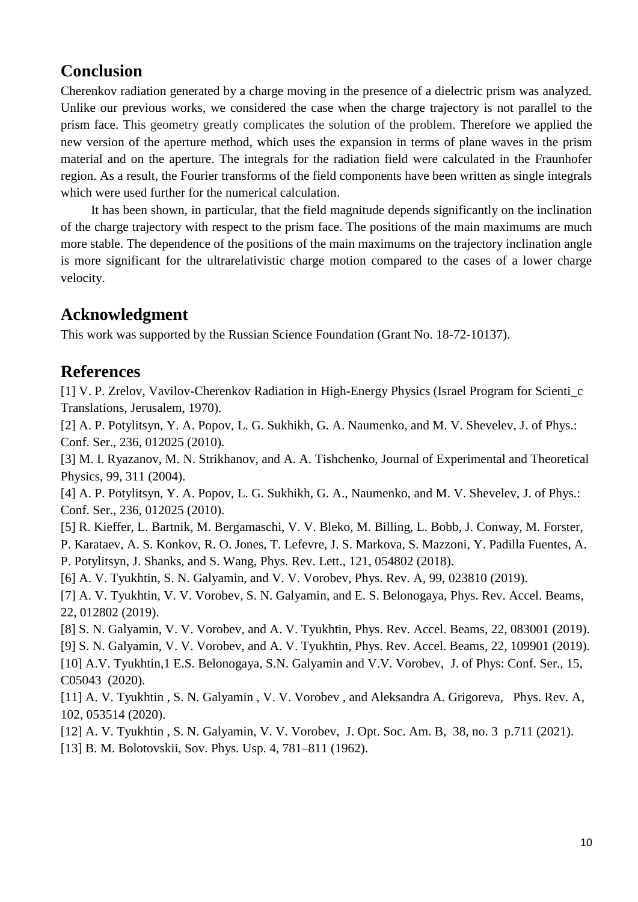## Conclusion

Cherenkov radiation generated by a charge moving in the presence of a dielectric prism was analyzed. Unlike our previous works, we considered the case when the charge trajectory is not parallel to the prism face. This geometry greatly complicates the solution of the problem. Therefore we applied the new version of the aperture method, which uses the expansion in terms of plane waves in the prism material and on the aperture. The integrals for the radiation field were calculated in the Fraunhofer region. As a result, the Fourier transforms of the field components have been written as single integrals which were used further for the numerical calculation.

It has been shown, in particular, that the field magnitude depends significantly on the inclination of the charge trajectory with respect to the prism face. The positions of the main maximums are much more stable. The dependence of the positions of the main maximums on the trajectory inclination angle is more significant for the ultrarelativistic charge motion compared to the cases of a lower charge velocity.

## Acknowledgment

This work was supported by the Russian Science Foundation (Grant No. 18-72-10137).

## References

[1] V. P. Zrelov, Vavilov-Cherenkov Radiation in High-Energy Physics (Israel Program for Scienti_c Translations, Jerusalem, 1970).

[2] A. P. Potylitsyn, Y. A. Popov, L. G. Sukhikh, G. A. Naumenko, and M. V. Shevelev, J. of Phys.: Conf. Ser., 236, 012025 (2010).

[3] M. I. Ryazanov, M. N. Strikhanov, and A. A. Tishchenko, Journal of Experimental and Theoretical Physics, 99, 311 (2004).

[4] A. P. Potylitsyn, Y. A. Popov, L. G. Sukhikh, G. A., Naumenko, and M. V. Shevelev, J. of Phys.: Conf. Ser., 236, 012025 (2010).

[5] R. Kieffer, L. Bartnik, M. Bergamaschi, V. V. Bleko, M. Billing, L. Bobb, J. Conway, M. Forster, P. Karataev, A. S. Konkov, R. O. Jones, T. Lefevre, J. S. Markova, S. Mazzoni, Y. Padilla Fuentes, A. P. Potylitsyn, J. Shanks, and S. Wang, Phys. Rev. Lett., 121, 054802 (2018).

[6] A. V. Tyukhtin, S. N. Galyamin, and V. V. Vorobev, Phys. Rev. A, 99, 023810 (2019).

[7] A. V. Tyukhtin, V. V. Vorobev, S. N. Galyamin, and E. S. Belonogaya, Phys. Rev. Accel. Beams, 22, 012802 (2019).

[8] S. N. Galyamin, V. V. Vorobev, and A. V. Tyukhtin, Phys. Rev. Accel. Beams, 22, 083001 (2019).

[9] S. N. Galyamin, V. V. Vorobev, and A. V. Tyukhtin, Phys. Rev. Accel. Beams, 22, 109901 (2019).

[10] A.V. Tyukhtin,1 E.S. Belonogaya, S.N. Galyamin and V.V. Vorobev, J. of Phys: Conf. Ser., 15, C05043 (2020).

[11] A. V. Tyukhtin , S. N. Galyamin , V. V. Vorobev , and Aleksandra A. Grigoreva, Phys. Rev. A, 102, 053514 (2020).

[12] A. V. Tyukhtin , S. N. Galyamin, V. V. Vorobev, J. Opt. Soc. Am. B, 38, no. 3 p.711 (2021).

[13] B. M. Bolotovskii, Sov. Phys. Usp. 4, 781–811 (1962).